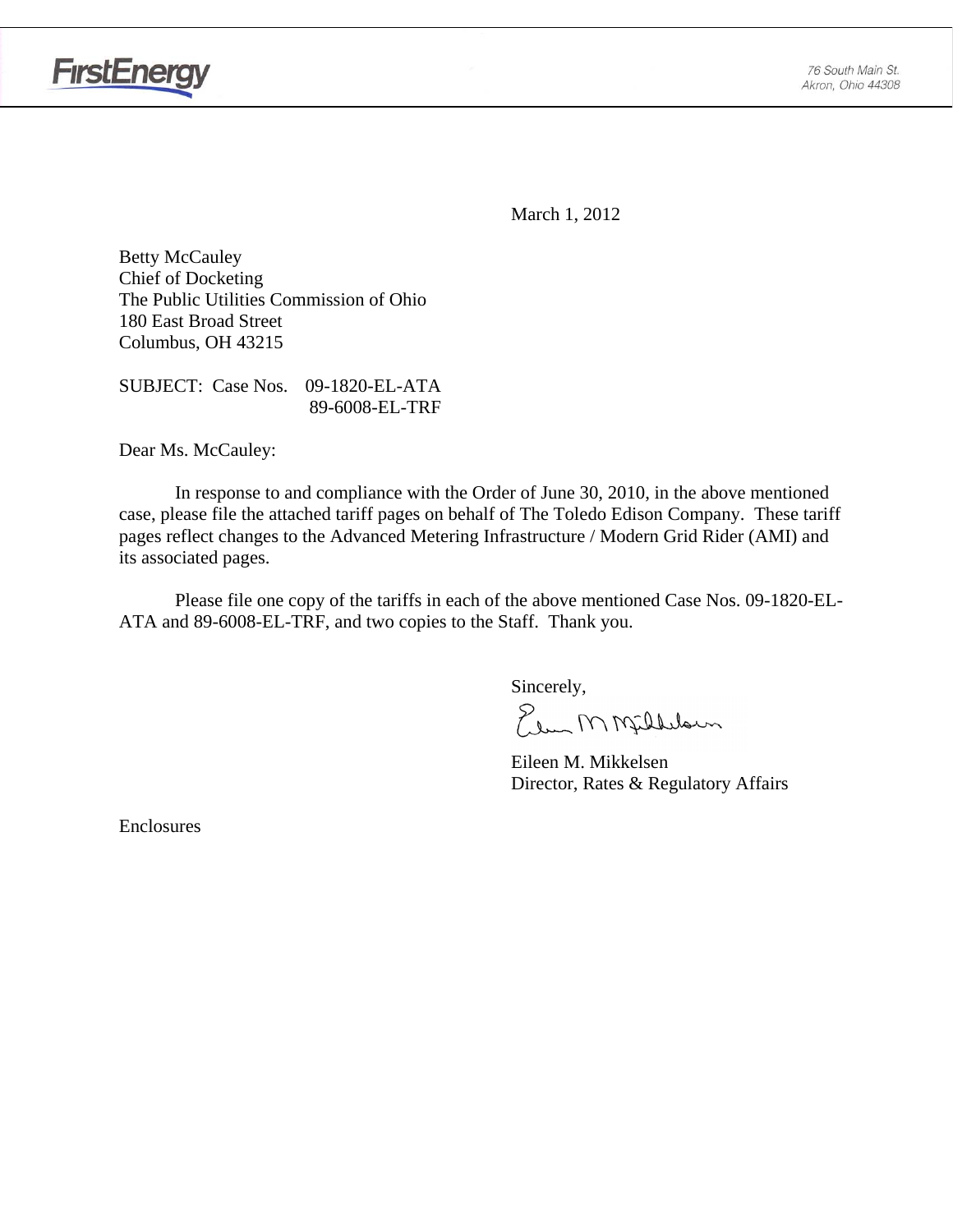FirstEnergy

76 South Main St.
Akron, Ohio 44308

March 1, 2012

Betty McCauley
Chief of Docketing
The Public Utilities Commission of Ohio
180 East Broad Street
Columbus, OH 43215

SUBJECT: Case Nos. 09-1820-EL-ATA
89-6008-EL-TRF

Dear Ms. McCauley:

In response to and compliance with the Order of June 30, 2010, in the above mentioned case, please file the attached tariff pages on behalf of The Toledo Edison Company. These tariff pages reflect changes to the Advanced Metering Infrastructure / Modern Grid Rider (AMI) and its associated pages.

Please file one copy of the tariffs in each of the above mentioned Case Nos. 09-1820-EL-ATA and 89-6008-EL-TRF, and two copies to the Staff. Thank you.

Sincerely,

Eileen M. Mikkelsen
Director, Rates & Regulatory Affairs

Enclosures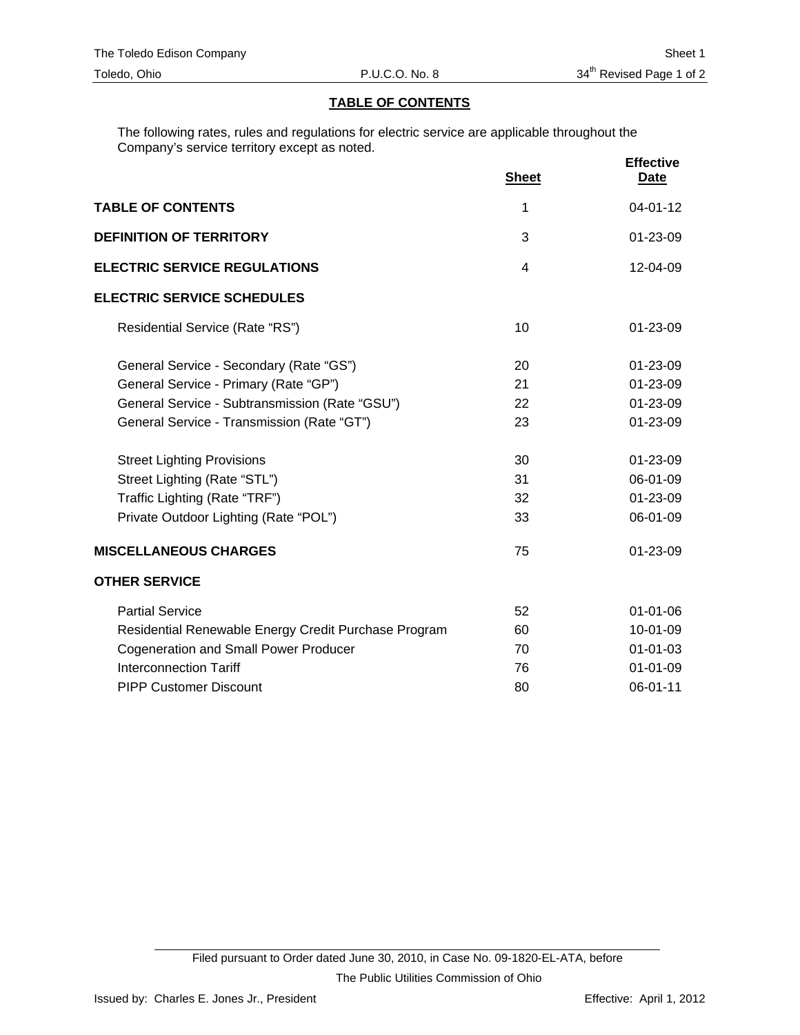## TABLE OF CONTENTS

The following rates, rules and regulations for electric service are applicable throughout the Company's service territory except as noted.

| | Sheet | Effective Date |
|---|---|---|
| **TABLE OF CONTENTS** | 1 | 04-01-12 |
| **DEFINITION OF TERRITORY** | 3 | 01-23-09 |
| **ELECTRIC SERVICE REGULATIONS** | 4 | 12-04-09 |
| **ELECTRIC SERVICE SCHEDULES** | | |
| Residential Service (Rate "RS") | 10 | 01-23-09 |
| General Service - Secondary (Rate "GS") | 20 | 01-23-09 |
| General Service - Primary (Rate "GP") | 21 | 01-23-09 |
| General Service - Subtransmission (Rate "GSU") | 22 | 01-23-09 |
| General Service - Transmission (Rate "GT") | 23 | 01-23-09 |
| Street Lighting Provisions | 30 | 01-23-09 |
| Street Lighting (Rate "STL") | 31 | 06-01-09 |
| Traffic Lighting (Rate "TRF") | 32 | 01-23-09 |
| Private Outdoor Lighting (Rate "POL") | 33 | 06-01-09 |
| **MISCELLANEOUS CHARGES** | 75 | 01-23-09 |
| **OTHER SERVICE** | | |
| Partial Service | 52 | 01-01-06 |
| Residential Renewable Energy Credit Purchase Program | 60 | 10-01-09 |
| Cogeneration and Small Power Producer | 70 | 01-01-03 |
| Interconnection Tariff | 76 | 01-01-09 |
| PIPP Customer Discount | 80 | 06-01-11 |

Filed pursuant to Order dated June 30, 2010, in Case No. 09-1820-EL-ATA, before The Public Utilities Commission of Ohio

Issued by: Charles E. Jones Jr., President

Effective: April 1, 2012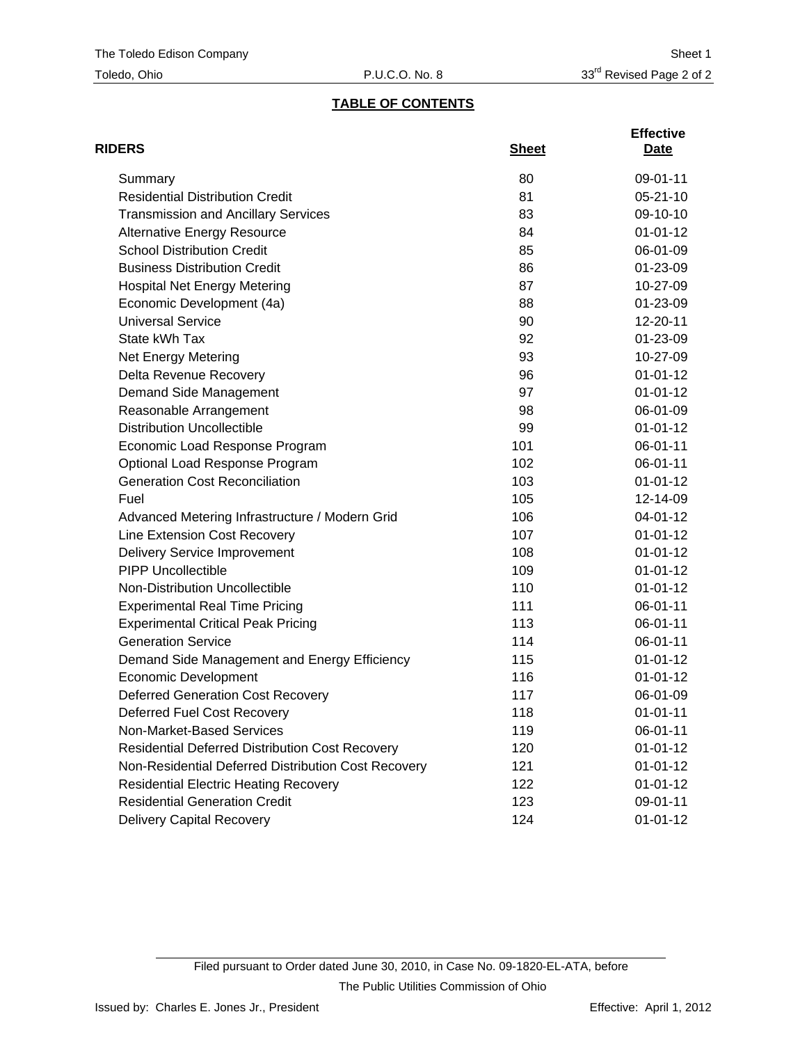The Toledo Edison Company — Sheet 1
Toledo, Ohio — P.U.C.O. No. 8 — 33rd Revised Page 2 of 2

## TABLE OF CONTENTS

| RIDERS | Sheet | Effective Date |
|---|---|---|
| Summary | 80 | 09-01-11 |
| Residential Distribution Credit | 81 | 05-21-10 |
| Transmission and Ancillary Services | 83 | 09-10-10 |
| Alternative Energy Resource | 84 | 01-01-12 |
| School Distribution Credit | 85 | 06-01-09 |
| Business Distribution Credit | 86 | 01-23-09 |
| Hospital Net Energy Metering | 87 | 10-27-09 |
| Economic Development (4a) | 88 | 01-23-09 |
| Universal Service | 90 | 12-20-11 |
| State kWh Tax | 92 | 01-23-09 |
| Net Energy Metering | 93 | 10-27-09 |
| Delta Revenue Recovery | 96 | 01-01-12 |
| Demand Side Management | 97 | 01-01-12 |
| Reasonable Arrangement | 98 | 06-01-09 |
| Distribution Uncollectible | 99 | 01-01-12 |
| Economic Load Response Program | 101 | 06-01-11 |
| Optional Load Response Program | 102 | 06-01-11 |
| Generation Cost Reconciliation | 103 | 01-01-12 |
| Fuel | 105 | 12-14-09 |
| Advanced Metering Infrastructure / Modern Grid | 106 | 04-01-12 |
| Line Extension Cost Recovery | 107 | 01-01-12 |
| Delivery Service Improvement | 108 | 01-01-12 |
| PIPP Uncollectible | 109 | 01-01-12 |
| Non-Distribution Uncollectible | 110 | 01-01-12 |
| Experimental Real Time Pricing | 111 | 06-01-11 |
| Experimental Critical Peak Pricing | 113 | 06-01-11 |
| Generation Service | 114 | 06-01-11 |
| Demand Side Management and Energy Efficiency | 115 | 01-01-12 |
| Economic Development | 116 | 01-01-12 |
| Deferred Generation Cost Recovery | 117 | 06-01-09 |
| Deferred Fuel Cost Recovery | 118 | 01-01-11 |
| Non-Market-Based Services | 119 | 06-01-11 |
| Residential Deferred Distribution Cost Recovery | 120 | 01-01-12 |
| Non-Residential Deferred Distribution Cost Recovery | 121 | 01-01-12 |
| Residential Electric Heating Recovery | 122 | 01-01-12 |
| Residential Generation Credit | 123 | 09-01-11 |
| Delivery Capital Recovery | 124 | 01-01-12 |

Filed pursuant to Order dated June 30, 2010, in Case No. 09-1820-EL-ATA, before The Public Utilities Commission of Ohio

Issued by: Charles E. Jones Jr., President — Effective: April 1, 2012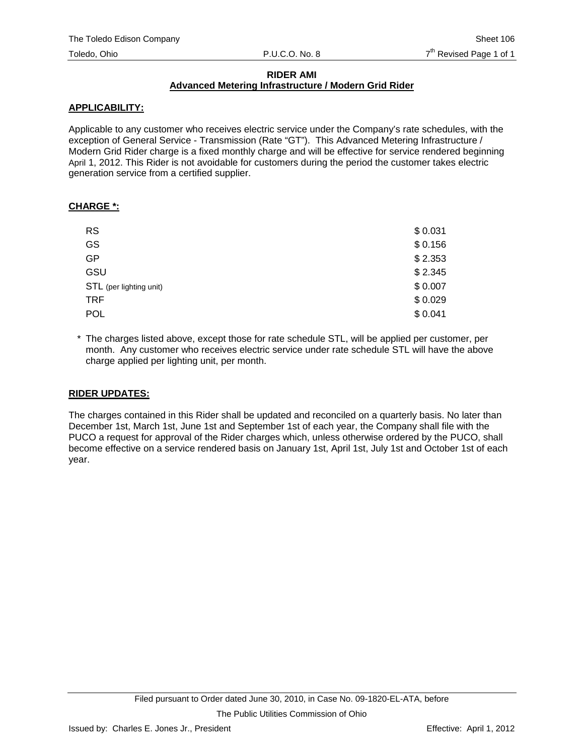**RIDER AMI**
**Advanced Metering Infrastructure / Modern Grid Rider**

**APPLICABILITY:**

Applicable to any customer who receives electric service under the Company's rate schedules, with the exception of General Service - Transmission (Rate "GT"). This Advanced Metering Infrastructure / Modern Grid Rider charge is a fixed monthly charge and will be effective for service rendered beginning April 1, 2012. This Rider is not avoidable for customers during the period the customer takes electric generation service from a certified supplier.

**CHARGE *:**

| | |
|---|---|
| RS | \$ 0.031 |
| GS | \$ 0.156 |
| GP | \$ 2.353 |
| GSU | \$ 2.345 |
| STL (per lighting unit) | \$ 0.007 |
| TRF | \$ 0.029 |
| POL | \$ 0.041 |

\* The charges listed above, except those for rate schedule STL, will be applied per customer, per month. Any customer who receives electric service under rate schedule STL will have the above charge applied per lighting unit, per month.

**RIDER UPDATES:**

The charges contained in this Rider shall be updated and reconciled on a quarterly basis. No later than December 1st, March 1st, June 1st and September 1st of each year, the Company shall file with the PUCO a request for approval of the Rider charges which, unless otherwise ordered by the PUCO, shall become effective on a service rendered basis on January 1st, April 1st, July 1st and October 1st of each year.

Filed pursuant to Order dated June 30, 2010, in Case No. 09-1820-EL-ATA, before The Public Utilities Commission of Ohio

Issued by: Charles E. Jones Jr., President

Effective: April 1, 2012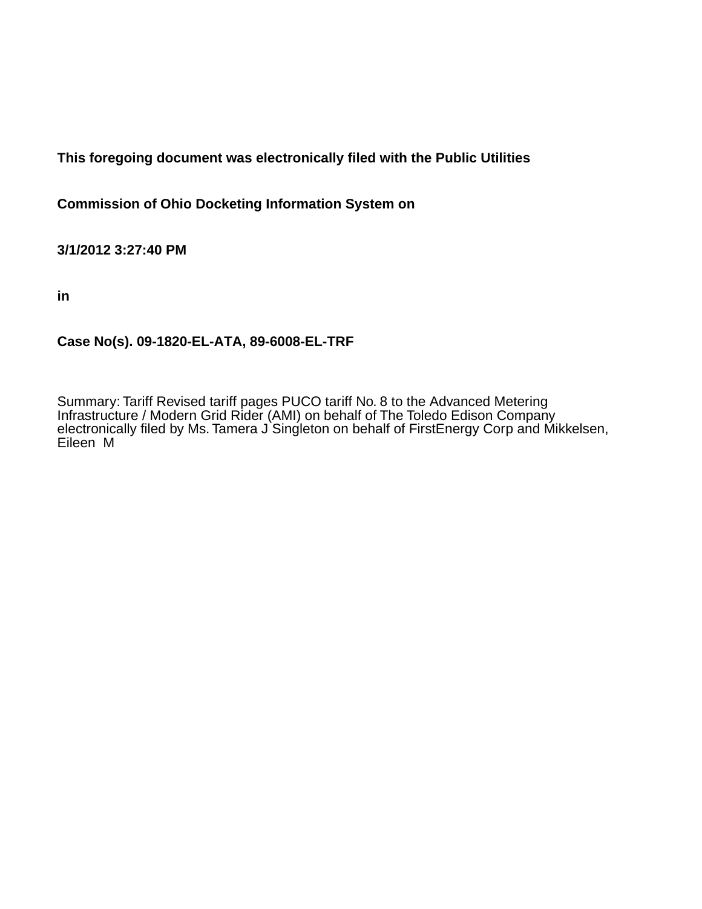**This foregoing document was electronically filed with the Public Utilities**

**Commission of Ohio Docketing Information System on**

**3/1/2012 3:27:40 PM**

**in**

**Case No(s). 09-1820-EL-ATA, 89-6008-EL-TRF**

Summary: Tariff Revised tariff pages PUCO tariff No. 8 to the Advanced Metering Infrastructure / Modern Grid Rider (AMI) on behalf of The Toledo Edison Company electronically filed by Ms. Tamera J Singleton on behalf of FirstEnergy Corp and Mikkelsen, Eileen M